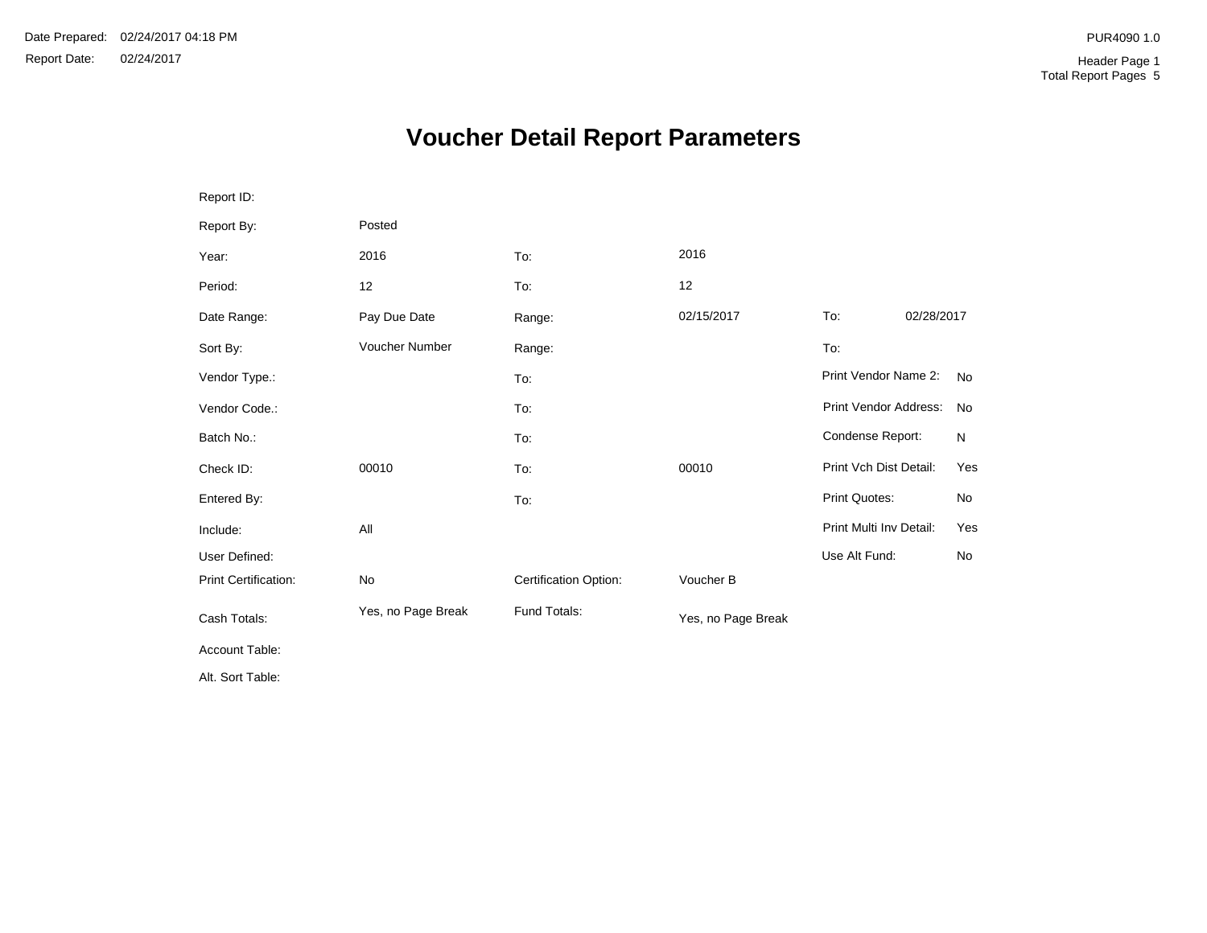Date Prepared: 02/24/2017 04:18 PM

Report Date: 02/24/2017

PUR4090 1.0

Header Page 1

Total Report Pages 5

# Voucher Detail Report Parameters

| | | | | | |
|---|---|---|---|---|---|
| Report ID: | | | | | |
| Report By: | Posted | | | | |
| Year: | 2016 | To: | 2016 | | |
| Period: | 12 | To: | 12 | | |
| Date Range: | Pay Due Date | Range: | 02/15/2017 | To: | 02/28/2017 |
| Sort By: | Voucher Number | Range: | | To: | |
| Vendor Type.: | | To: | | Print Vendor Name 2: | No |
| Vendor Code.: | | To: | | Print Vendor Address: | No |
| Batch No.: | | To: | | Condense Report: | N |
| Check ID: | 00010 | To: | 00010 | Print Vch Dist Detail: | Yes |
| Entered By: | | To: | | Print Quotes: | No |
| Include: | All | | | Print Multi Inv Detail: | Yes |
| User Defined: | | | | Use Alt Fund: | No |
| Print Certification: | No | Certification Option: | Voucher B | | |
| Cash Totals: | Yes, no Page Break | Fund Totals: | Yes, no Page Break | | |
| Account Table: | | | | | |
| Alt. Sort Table: | | | | | |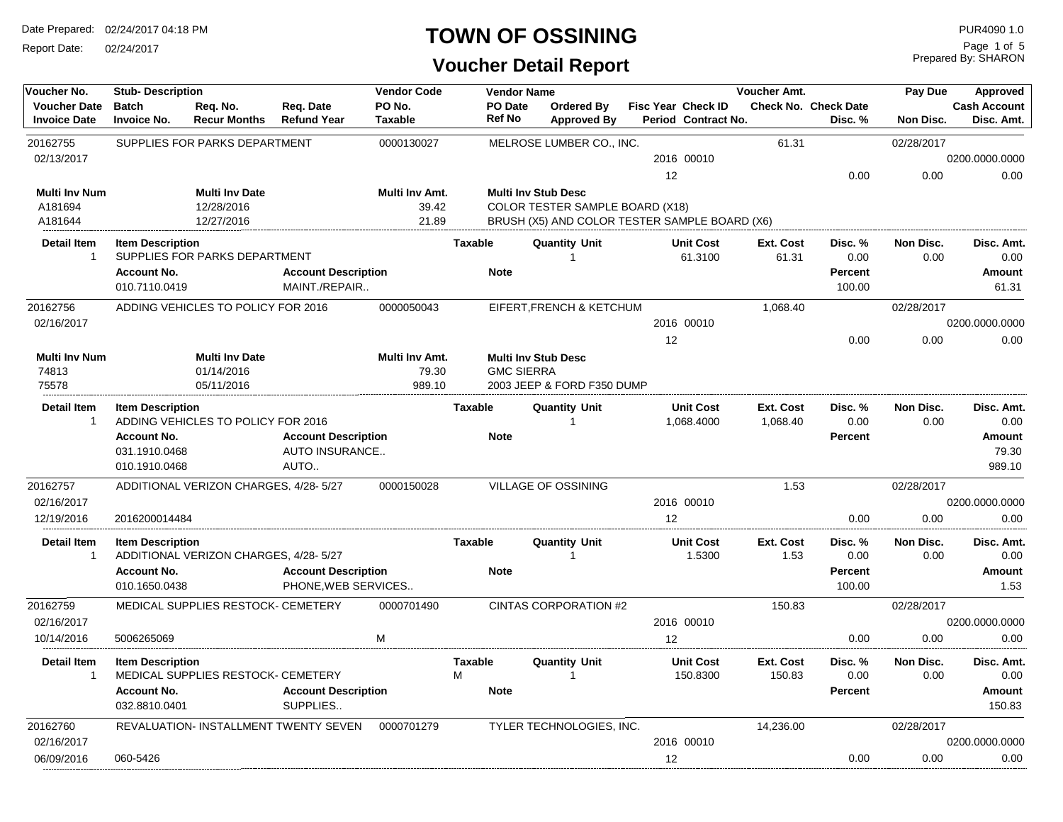# TOWN OF OSSINING

## Voucher Detail Report

Date Prepared: 02/24/2017 04:18 PM
Report Date: 02/24/2017

PUR4090 1.0
Prepared By: SHARON

| Voucher No. / Voucher Date / Invoice Date | Stub-Description / Batch / Invoice No. | Req. No. / Recur Months | Req. Date / Refund Year | Vendor Code / PO No. / Taxable | Vendor Name / PO Date / Ref No | Ordered By / Approved By | Fisc Year / Period | Check ID / Contract No. | Voucher Amt. / Check No. | Check Date / Disc. % | Pay Due / Non Disc. | Approved / Cash Account / Disc. Amt. |
|---|---|---|---|---|---|---|---|---|---|---|---|---|
| 20162755 | SUPPLIES FOR PARKS DEPARTMENT | | | 0000130027 | MELROSE LUMBER CO., INC. | | | | 61.31 | | 02/28/2017 | |
| 02/13/2017 | | | | | | | 2016 | 00010 | | | | 0200.0000.0000 |
| | | | | | | | 12 | | | 0.00 | 0.00 | 0.00 |

| Multi Inv Num | Multi Inv Date | Multi Inv Amt. | Multi Inv Stub Desc |
|---|---|---|---|
| A181694 | 12/28/2016 | 39.42 | COLOR TESTER SAMPLE BOARD (X18) |
| A181644 | 12/27/2016 | 21.89 | BRUSH (X5) AND COLOR TESTER SAMPLE BOARD (X6) |

| Detail Item | Item Description | Taxable | Quantity | Unit | Unit Cost | Ext. Cost | Disc. % | Non Disc. | Disc. Amt. |
|---|---|---|---|---|---|---|---|---|---|
| 1 | SUPPLIES FOR PARKS DEPARTMENT | | 1 | | 61.3100 | 61.31 | 0.00 | 0.00 | 0.00 |

| Account No. | Account Description | Note | Percent | Amount |
|---|---|---|---|---|
| 010.7110.0419 | MAINT./REPAIR.. | | 100.00 | 61.31 |

| Voucher No. / Voucher Date / Invoice Date | Stub-Description / Batch / Invoice No. | Req. No. / Recur Months | Req. Date / Refund Year | Vendor Code / PO No. / Taxable | Vendor Name / PO Date / Ref No | Ordered By / Approved By | Fisc Year / Period | Check ID / Contract No. | Voucher Amt. / Check No. | Check Date / Disc. % | Pay Due / Non Disc. | Approved / Cash Account / Disc. Amt. |
|---|---|---|---|---|---|---|---|---|---|---|---|---|
| 20162756 | ADDING VEHICLES TO POLICY FOR 2016 | | | 0000050043 | EIFERT,FRENCH & KETCHUM | | | | 1,068.40 | | 02/28/2017 | |
| 02/16/2017 | | | | | | | 2016 | 00010 | | | | 0200.0000.0000 |
| | | | | | | | 12 | | | 0.00 | 0.00 | 0.00 |

| Multi Inv Num | Multi Inv Date | Multi Inv Amt. | Multi Inv Stub Desc |
|---|---|---|---|
| 74813 | 01/14/2016 | 79.30 | GMC SIERRA |
| 75578 | 05/11/2016 | 989.10 | 2003 JEEP & FORD F350 DUMP |

| Detail Item | Item Description | Taxable | Quantity | Unit | Unit Cost | Ext. Cost | Disc. % | Non Disc. | Disc. Amt. |
|---|---|---|---|---|---|---|---|---|---|
| 1 | ADDING VEHICLES TO POLICY FOR 2016 | | 1 | | 1,068.4000 | 1,068.40 | 0.00 | 0.00 | 0.00 |

| Account No. | Account Description | Note | Percent | Amount |
|---|---|---|---|---|
| 031.1910.0468 | AUTO INSURANCE.. | | | 79.30 |
| 010.1910.0468 | AUTO.. | | | 989.10 |

| Voucher No. / Voucher Date / Invoice Date | Stub-Description / Batch / Invoice No. | Req. No. / Recur Months | Req. Date / Refund Year | Vendor Code / PO No. / Taxable | Vendor Name / PO Date / Ref No | Ordered By / Approved By | Fisc Year / Period | Check ID / Contract No. | Voucher Amt. / Check No. | Check Date / Disc. % | Pay Due / Non Disc. | Approved / Cash Account / Disc. Amt. |
|---|---|---|---|---|---|---|---|---|---|---|---|---|
| 20162757 | ADDITIONAL VERIZON CHARGES, 4/28- 5/27 | | | 0000150028 | VILLAGE OF OSSINING | | | | 1.53 | | 02/28/2017 | |
| 02/16/2017 | | | | | | | 2016 | 00010 | | | | 0200.0000.0000 |
| 12/19/2016 | 2016200014484 | | | | | | 12 | | | 0.00 | 0.00 | 0.00 |

| Detail Item | Item Description | Taxable | Quantity | Unit | Unit Cost | Ext. Cost | Disc. % | Non Disc. | Disc. Amt. |
|---|---|---|---|---|---|---|---|---|---|
| 1 | ADDITIONAL VERIZON CHARGES, 4/28- 5/27 | | 1 | | 1.5300 | 1.53 | 0.00 | 0.00 | 0.00 |

| Account No. | Account Description | Note | Percent | Amount |
|---|---|---|---|---|
| 010.1650.0438 | PHONE,WEB SERVICES.. | | 100.00 | 1.53 |

| Voucher No. / Voucher Date / Invoice Date | Stub-Description / Batch / Invoice No. | Req. No. / Recur Months | Req. Date / Refund Year | Vendor Code / PO No. / Taxable | Vendor Name / PO Date / Ref No | Ordered By / Approved By | Fisc Year / Period | Check ID / Contract No. | Voucher Amt. / Check No. | Check Date / Disc. % | Pay Due / Non Disc. | Approved / Cash Account / Disc. Amt. |
|---|---|---|---|---|---|---|---|---|---|---|---|---|
| 20162759 | MEDICAL SUPPLIES RESTOCK- CEMETERY | | | 0000701490 | CINTAS CORPORATION #2 | | | | 150.83 | | 02/28/2017 | |
| 02/16/2017 | | | | | | | 2016 | 00010 | | | | 0200.0000.0000 |
| 10/14/2016 | 5006265069 | | | M | | | 12 | | | 0.00 | 0.00 | 0.00 |

| Detail Item | Item Description | Taxable | Quantity | Unit | Unit Cost | Ext. Cost | Disc. % | Non Disc. | Disc. Amt. |
|---|---|---|---|---|---|---|---|---|---|
| 1 | MEDICAL SUPPLIES RESTOCK- CEMETERY | M | 1 | | 150.8300 | 150.83 | 0.00 | 0.00 | 0.00 |

| Account No. | Account Description | Note | Percent | Amount |
|---|---|---|---|---|
| 032.8810.0401 | SUPPLIES.. | | | 150.83 |

| Voucher No. / Voucher Date / Invoice Date | Stub-Description / Batch / Invoice No. | Req. No. / Recur Months | Req. Date / Refund Year | Vendor Code / PO No. / Taxable | Vendor Name / PO Date / Ref No | Ordered By / Approved By | Fisc Year / Period | Check ID / Contract No. | Voucher Amt. / Check No. | Check Date / Disc. % | Pay Due / Non Disc. | Approved / Cash Account / Disc. Amt. |
|---|---|---|---|---|---|---|---|---|---|---|---|---|
| 20162760 | REVALUATION- INSTALLMENT TWENTY SEVEN | | | 0000701279 | TYLER TECHNOLOGIES, INC. | | | | 14,236.00 | | 02/28/2017 | |
| 02/16/2017 | | | | | | | 2016 | 00010 | | | | 0200.0000.0000 |
| 06/09/2016 | 060-5426 | | | | | | 12 | | | 0.00 | 0.00 | 0.00 |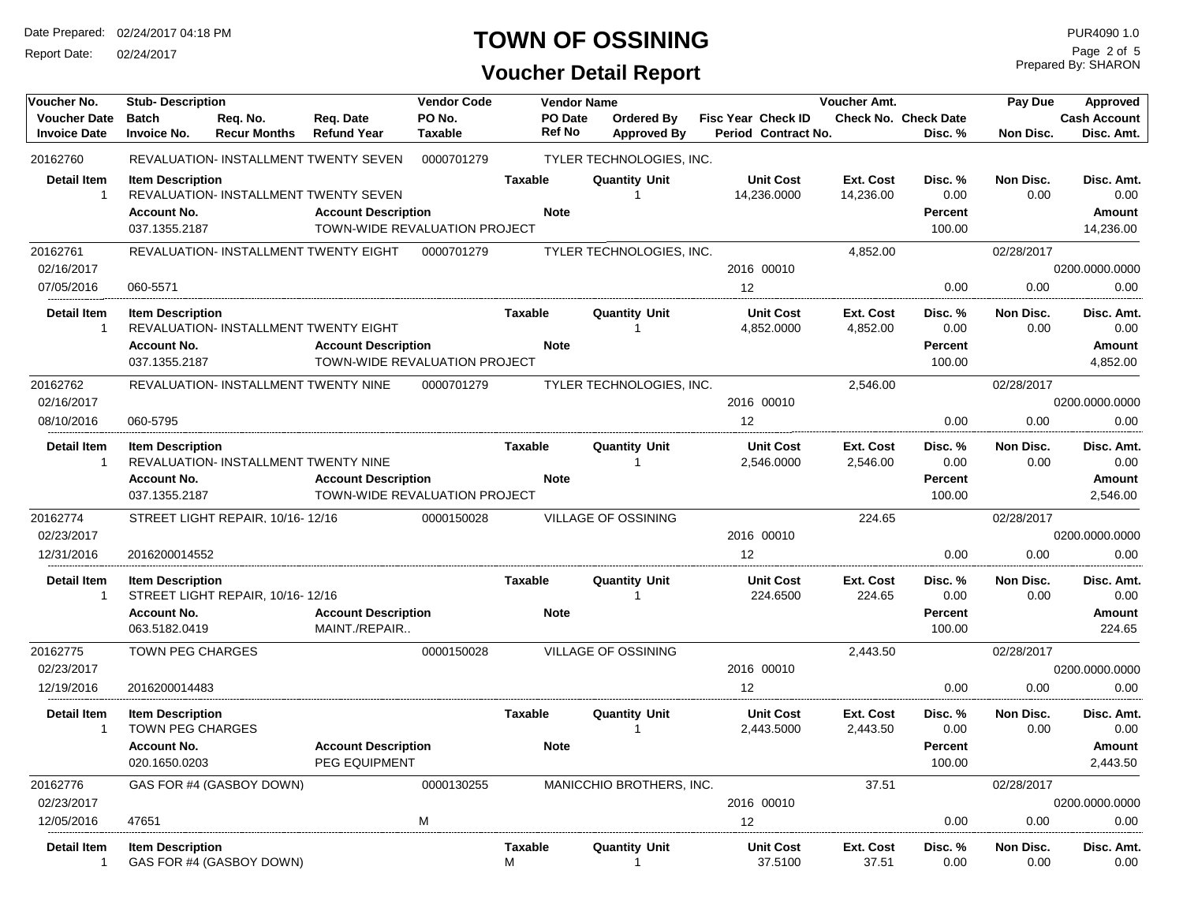# TOWN OF OSSINING

## Voucher Detail Report

Date Prepared: 02/24/2017 04:18 PM
Report Date: 02/24/2017
PUR4090 1.0
Prepared By: SHARON

| Voucher No. | Stub- Description | Req. No. | Req. Date | Vendor Code | Vendor Name | Ordered By | Fisc Year Check ID | Voucher Amt. | | Pay Due | Approved |
|---|---|---|---|---|---|---|---|---|---|---|---|
| Voucher Date | Batch | Recur Months | Refund Year | PO No. | PO Date | | Period Contract No. | Check No. | Check Date | | Cash Account |
| Invoice Date | Invoice No. | | | Taxable | Ref No | Approved By | | | Disc. % | Non Disc. | Disc. Amt. |

| 20162760 | REVALUATION- INSTALLMENT TWENTY SEVEN | | 0000701279 | TYLER TECHNOLOGIES, INC. | | | | | | |
|---|---|---|---|---|---|---|---|---|---|---|
| **Detail Item** | **Item Description** | | **Taxable** | **Quantity Unit** | **Unit Cost** | **Ext. Cost** | **Disc. %** | **Non Disc.** | **Disc. Amt.** | |
| 1 | REVALUATION- INSTALLMENT TWENTY SEVEN | | | 1 | 14,236.0000 | 14,236.00 | 0.00 | 0.00 | 0.00 | |
| | **Account No.** | **Account Description** | **Note** | | | | **Percent** | | **Amount** | |
| | 037.1355.2187 | TOWN-WIDE REVALUATION PROJECT | | | | | 100.00 | | 14,236.00 | |

| 20162761 | REVALUATION- INSTALLMENT TWENTY EIGHT | | 0000701279 | TYLER TECHNOLOGIES, INC. | | 4,852.00 | | 02/28/2017 | |
|---|---|---|---|---|---|---|---|---|---|
| 02/16/2017 | | | | | 2016 00010 | | | | 0200.0000.0000 |
| 07/05/2016 | 060-5571 | | | | 12 | | 0.00 | 0.00 | 0.00 |
| **Detail Item** | **Item Description** | | **Taxable** | **Quantity Unit** | **Unit Cost** | **Ext. Cost** | **Disc. %** | **Non Disc.** | **Disc. Amt.** |
| 1 | REVALUATION- INSTALLMENT TWENTY EIGHT | | | 1 | 4,852.0000 | 4,852.00 | 0.00 | 0.00 | 0.00 |
| | **Account No.** | **Account Description** | **Note** | | | | **Percent** | | **Amount** |
| | 037.1355.2187 | TOWN-WIDE REVALUATION PROJECT | | | | | 100.00 | | 4,852.00 |

| 20162762 | REVALUATION- INSTALLMENT TWENTY NINE | | 0000701279 | TYLER TECHNOLOGIES, INC. | | 2,546.00 | | 02/28/2017 | |
|---|---|---|---|---|---|---|---|---|---|
| 02/16/2017 | | | | | 2016 00010 | | | | 0200.0000.0000 |
| 08/10/2016 | 060-5795 | | | | 12 | | 0.00 | 0.00 | 0.00 |
| **Detail Item** | **Item Description** | | **Taxable** | **Quantity Unit** | **Unit Cost** | **Ext. Cost** | **Disc. %** | **Non Disc.** | **Disc. Amt.** |
| 1 | REVALUATION- INSTALLMENT TWENTY NINE | | | 1 | 2,546.0000 | 2,546.00 | 0.00 | 0.00 | 0.00 |
| | **Account No.** | **Account Description** | **Note** | | | | **Percent** | | **Amount** |
| | 037.1355.2187 | TOWN-WIDE REVALUATION PROJECT | | | | | 100.00 | | 2,546.00 |

| 20162774 | STREET LIGHT REPAIR, 10/16- 12/16 | | 0000150028 | VILLAGE OF OSSINING | | 224.65 | | 02/28/2017 | |
|---|---|---|---|---|---|---|---|---|---|
| 02/23/2017 | | | | | 2016 00010 | | | | 0200.0000.0000 |
| 12/31/2016 | 2016200014552 | | | | 12 | | 0.00 | 0.00 | 0.00 |
| **Detail Item** | **Item Description** | | **Taxable** | **Quantity Unit** | **Unit Cost** | **Ext. Cost** | **Disc. %** | **Non Disc.** | **Disc. Amt.** |
| 1 | STREET LIGHT REPAIR, 10/16- 12/16 | | | 1 | 224.6500 | 224.65 | 0.00 | 0.00 | 0.00 |
| | **Account No.** | **Account Description** | **Note** | | | | **Percent** | | **Amount** |
| | 063.5182.0419 | MAINT./REPAIR.. | | | | | 100.00 | | 224.65 |

| 20162775 | TOWN PEG CHARGES | | 0000150028 | VILLAGE OF OSSINING | | 2,443.50 | | 02/28/2017 | |
|---|---|---|---|---|---|---|---|---|---|
| 02/23/2017 | | | | | 2016 00010 | | | | 0200.0000.0000 |
| 12/19/2016 | 2016200014483 | | | | 12 | | 0.00 | 0.00 | 0.00 |
| **Detail Item** | **Item Description** | | **Taxable** | **Quantity Unit** | **Unit Cost** | **Ext. Cost** | **Disc. %** | **Non Disc.** | **Disc. Amt.** |
| 1 | TOWN PEG CHARGES | | | 1 | 2,443.5000 | 2,443.50 | 0.00 | 0.00 | 0.00 |
| | **Account No.** | **Account Description** | **Note** | | | | **Percent** | | **Amount** |
| | 020.1650.0203 | PEG EQUIPMENT | | | | | 100.00 | | 2,443.50 |

| 20162776 | GAS FOR #4 (GASBOY DOWN) | | 0000130255 | MANICCHIO BROTHERS, INC. | | 37.51 | | 02/28/2017 | |
|---|---|---|---|---|---|---|---|---|---|
| 02/23/2017 | | | | | 2016 00010 | | | | 0200.0000.0000 |
| 12/05/2016 | 47651 | | M | | 12 | | 0.00 | 0.00 | 0.00 |
| **Detail Item** | **Item Description** | | **Taxable** | **Quantity Unit** | **Unit Cost** | **Ext. Cost** | **Disc. %** | **Non Disc.** | **Disc. Amt.** |
| 1 | GAS FOR #4 (GASBOY DOWN) | | M | 1 | 37.5100 | 37.51 | 0.00 | 0.00 | 0.00 |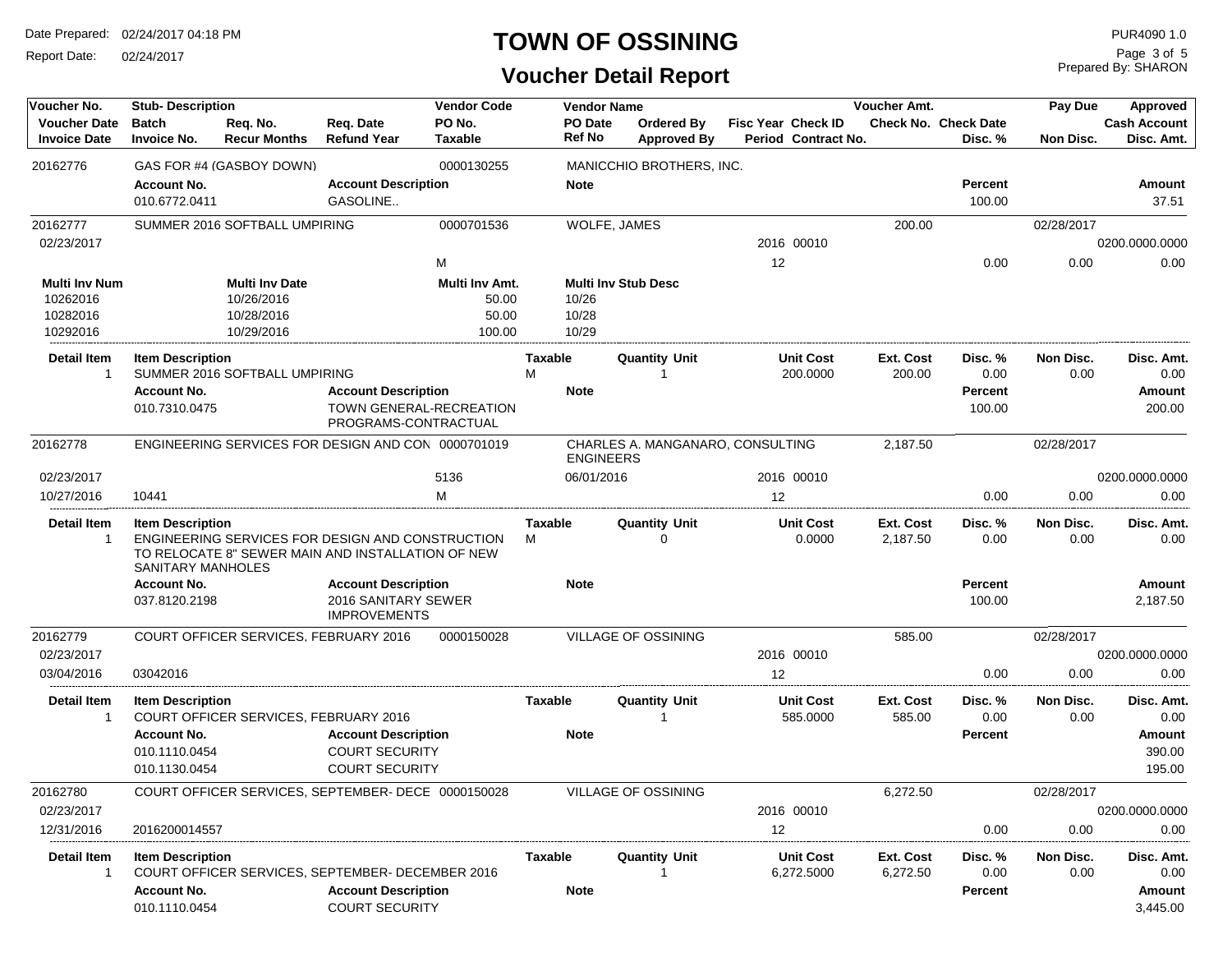# TOWN OF OSSINING

## Voucher Detail Report

Date Prepared: 02/24/2017 04:18 PM
Report Date: 02/24/2017
PUR4090 1.0
Prepared By: SHARON

| Voucher No. / Voucher Date / Invoice Date | Stub- Description / Batch / Invoice No. | Req. No. / Recur Months | Req. Date / Refund Year | Vendor Code / PO No. / Taxable | Vendor Name / PO Date / Ref No | Ordered By / Approved By | Fisc Year / Period | Check ID / Contract No. | Voucher Amt. / Check No. | Check Date / Disc. % | Pay Due / Non Disc. | Approved / Cash Account / Disc. Amt. |
|---|---|---|---|---|---|---|---|---|---|---|---|---|

**20162776** — GAS FOR #4 (GASBOY DOWN) — 0000130255 — MANICCHIO BROTHERS, INC.

| Account No. | Account Description | Note | Percent | Amount |
|---|---|---|---|---|
| 010.6772.0411 | GASOLINE.. | | 100.00 | 37.51 |

**20162777** — SUMMER 2016 SOFTBALL UMPIRING — 0000701536 — WOLFE, JAMES — Voucher Amt. 200.00 — Pay Due 02/28/2017
Voucher Date: 02/23/2017 — Fisc Year 2016 — Check ID 00010 — Cash Account 0200.0000.0000
Taxable: M — Period 12 — Disc. % 0.00 — Non Disc. 0.00 — Disc. Amt. 0.00

| Multi Inv Num | Multi Inv Date | Multi Inv Amt. | Multi Inv Stub Desc |
|---|---|---|---|
| 10262016 | 10/26/2016 | 50.00 | 10/26 |
| 10282016 | 10/28/2016 | 50.00 | 10/28 |
| 10292016 | 10/29/2016 | 100.00 | 10/29 |

| Detail Item | Item Description | Taxable | Quantity | Unit | Unit Cost | Ext. Cost | Disc. % | Non Disc. | Disc. Amt. |
|---|---|---|---|---|---|---|---|---|---|
| 1 | SUMMER 2016 SOFTBALL UMPIRING | M | 1 | | 200.0000 | 200.00 | 0.00 | 0.00 | 0.00 |

| Account No. | Account Description | Note | Percent | Amount |
|---|---|---|---|---|
| 010.7310.0475 | TOWN GENERAL-RECREATION PROGRAMS-CONTRACTUAL | | 100.00 | 200.00 |

**20162778** — ENGINEERING SERVICES FOR DESIGN AND CON — 0000701019 — CHARLES A. MANGANARO, CONSULTING ENGINEERS — Voucher Amt. 2,187.50 — Pay Due 02/28/2017
Voucher Date: 02/23/2017 — PO No. 5136 — PO Date 06/01/2016 — Fisc Year 2016 — Check ID 00010 — Cash Account 0200.0000.0000
Invoice Date: 10/27/2016 — Invoice No. 10441 — Taxable: M — Period 12 — Disc. % 0.00 — Non Disc. 0.00 — Disc. Amt. 0.00

| Detail Item | Item Description | Taxable | Quantity | Unit | Unit Cost | Ext. Cost | Disc. % | Non Disc. | Disc. Amt. |
|---|---|---|---|---|---|---|---|---|---|
| 1 | ENGINEERING SERVICES FOR DESIGN AND CONSTRUCTION TO RELOCATE 8" SEWER MAIN AND INSTALLATION OF NEW SANITARY MANHOLES | M | 0 | | 0.0000 | 2,187.50 | 0.00 | 0.00 | 0.00 |

| Account No. | Account Description | Note | Percent | Amount |
|---|---|---|---|---|
| 037.8120.2198 | 2016 SANITARY SEWER IMPROVEMENTS | | 100.00 | 2,187.50 |

**20162779** — COURT OFFICER SERVICES, FEBRUARY 2016 — 0000150028 — VILLAGE OF OSSINING — Voucher Amt. 585.00 — Pay Due 02/28/2017
Voucher Date: 02/23/2017 — Fisc Year 2016 — Check ID 00010 — Cash Account 0200.0000.0000
Invoice Date: 03/04/2016 — Invoice No. 03042016 — Period 12 — Disc. % 0.00 — Non Disc. 0.00 — Disc. Amt. 0.00

| Detail Item | Item Description | Taxable | Quantity | Unit | Unit Cost | Ext. Cost | Disc. % | Non Disc. | Disc. Amt. |
|---|---|---|---|---|---|---|---|---|---|
| 1 | COURT OFFICER SERVICES, FEBRUARY 2016 | | 1 | | 585.0000 | 585.00 | 0.00 | 0.00 | 0.00 |

| Account No. | Account Description | Note | Percent | Amount |
|---|---|---|---|---|
| 010.1110.0454 | COURT SECURITY | | | 390.00 |
| 010.1130.0454 | COURT SECURITY | | | 195.00 |

**20162780** — COURT OFFICER SERVICES, SEPTEMBER- DECE — 0000150028 — VILLAGE OF OSSINING — Voucher Amt. 6,272.50 — Pay Due 02/28/2017
Voucher Date: 02/23/2017 — Fisc Year 2016 — Check ID 00010 — Cash Account 0200.0000.0000
Invoice Date: 12/31/2016 — Invoice No. 2016200014557 — Period 12 — Disc. % 0.00 — Non Disc. 0.00 — Disc. Amt. 0.00

| Detail Item | Item Description | Taxable | Quantity | Unit | Unit Cost | Ext. Cost | Disc. % | Non Disc. | Disc. Amt. |
|---|---|---|---|---|---|---|---|---|---|
| 1 | COURT OFFICER SERVICES, SEPTEMBER- DECEMBER 2016 | | 1 | | 6,272.5000 | 6,272.50 | 0.00 | 0.00 | 0.00 |

| Account No. | Account Description | Note | Percent | Amount |
|---|---|---|---|---|
| 010.1110.0454 | COURT SECURITY | | | 3,445.00 |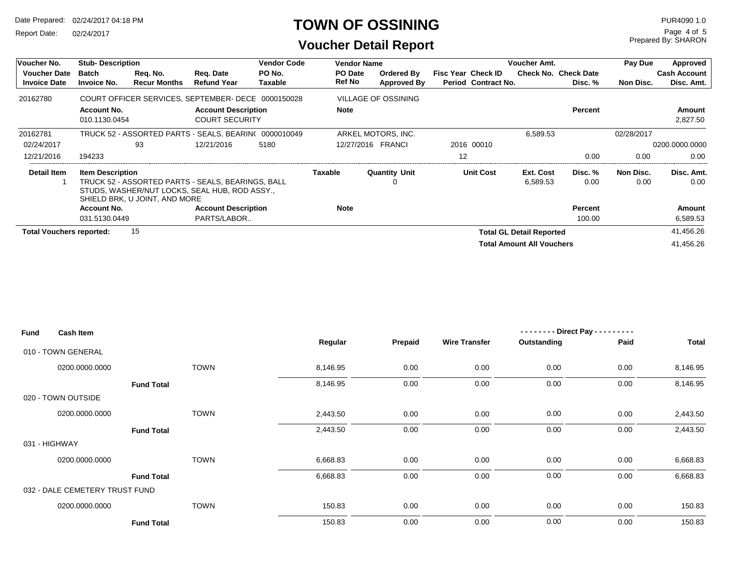# TOWN OF OSSINING

## Voucher Detail Report

Date Prepared: 02/24/2017 04:18 PM
Report Date: 02/24/2017

PUR4090 1.0
Prepared By: SHARON

| Voucher No. | Stub- Description | | | Vendor Code | Vendor Name | | | | Voucher Amt. | | Pay Due | Approved |
|---|---|---|---|---|---|---|---|---|---|---|---|---|
| Voucher Date | Batch | Req. No. | Req. Date | PO No. | PO Date | Ordered By | Fisc Year | Check ID | Check No. | Check Date | | Cash Account |
| Invoice Date | Invoice No. | Recur Months | Refund Year | Taxable | Ref No | Approved By | Period | Contract No. | | Disc. % | Non Disc. | Disc. Amt. |
| 20162780 | COURT OFFICER SERVICES, SEPTEMBER- DECE | | | 0000150028 | VILLAGE OF OSSINING | | | | | | | |
| | **Account No.** | | **Account Description** | | **Note** | | | | | **Percent** | | **Amount** |
| | 010.1130.0454 | | COURT SECURITY | | | | | | | | | 2,827.50 |
| 20162781 | TRUCK 52 - ASSORTED PARTS - SEALS, BEARIN( | | | 0000010049 | ARKEL MOTORS, INC. | | | | 6,589.53 | | 02/28/2017 | |
| 02/24/2017 | | 93 | 12/21/2016 | 5180 | 12/27/2016 | FRANCI | 2016 | 00010 | | | | 0200.0000.0000 |
| 12/21/2016 | 194233 | | | | | | 12 | | | 0.00 | 0.00 | 0.00 |

| Detail Item | Item Description | | Taxable | Quantity | Unit | Unit Cost | Ext. Cost | Disc. % | Non Disc. | Disc. Amt. |
|---|---|---|---|---|---|---|---|---|---|---|
| 1 | TRUCK 52 - ASSORTED PARTS - SEALS, BEARINGS, BALL STUDS, WASHER/NUT LOCKS, SEAL HUB, ROD ASSY., SHIELD BRK, U JOINT, AND MORE | | | 0 | | | 6,589.53 | 0.00 | 0.00 | 0.00 |
| | **Account No.** | **Account Description** | **Note** | | | | | **Percent** | | **Amount** |
| | 031.5130.0449 | PARTS/LABOR.. | | | | | | 100.00 | | 6,589.53 |

**Total Vouchers reported:** 15

**Total GL Detail Reported** 41,456.26

**Total Amount All Vouchers** 41,456.26

| Fund | Cash Item | | Regular | Prepaid | Wire Transfer | Direct Pay Outstanding | Direct Pay Paid | Total |
|---|---|---|---|---|---|---|---|---|
| 010 - TOWN GENERAL | | | | | | | | |
| | 0200.0000.0000 | TOWN | 8,146.95 | 0.00 | 0.00 | 0.00 | 0.00 | 8,146.95 |
| | **Fund Total** | | 8,146.95 | 0.00 | 0.00 | 0.00 | 0.00 | 8,146.95 |
| 020 - TOWN OUTSIDE | | | | | | | | |
| | 0200.0000.0000 | TOWN | 2,443.50 | 0.00 | 0.00 | 0.00 | 0.00 | 2,443.50 |
| | **Fund Total** | | 2,443.50 | 0.00 | 0.00 | 0.00 | 0.00 | 2,443.50 |
| 031 - HIGHWAY | | | | | | | | |
| | 0200.0000.0000 | TOWN | 6,668.83 | 0.00 | 0.00 | 0.00 | 0.00 | 6,668.83 |
| | **Fund Total** | | 6,668.83 | 0.00 | 0.00 | 0.00 | 0.00 | 6,668.83 |
| 032 - DALE CEMETERY TRUST FUND | | | | | | | | |
| | 0200.0000.0000 | TOWN | 150.83 | 0.00 | 0.00 | 0.00 | 0.00 | 150.83 |
| | **Fund Total** | | 150.83 | 0.00 | 0.00 | 0.00 | 0.00 | 150.83 |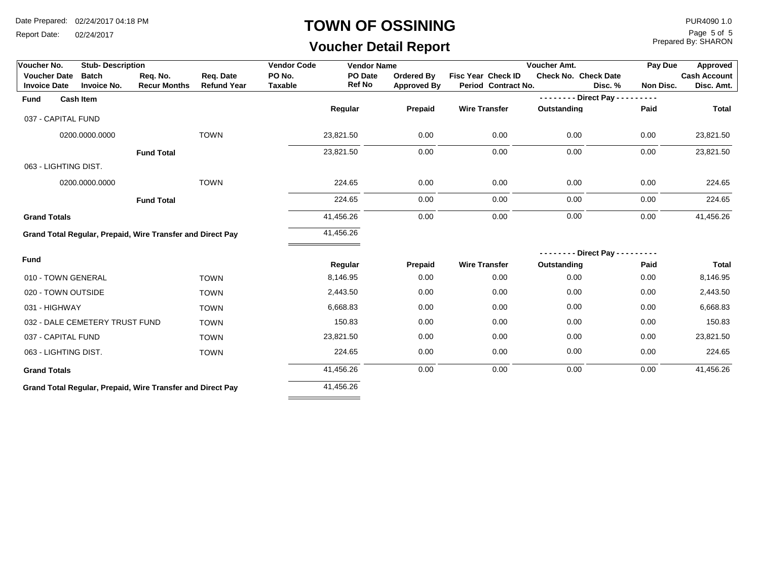# TOWN OF OSSINING

## Voucher Detail Report

Date Prepared: 02/24/2017 04:18 PM
Report Date: 02/24/2017

PUR4090 1.0
Prepared By: SHARON

| Voucher No. | Stub- Description | | | Vendor Code | Vendor Name | | | Voucher Amt. | | Pay Due | Approved |
|---|---|---|---|---|---|---|---|---|---|---|---|
| Voucher Date | Batch | Req. No. | Req. Date | PO No. | PO Date | Ordered By | Fisc Year Check ID | Check No. Check Date | | | Cash Account |
| Invoice Date | Invoice No. | Recur Months | Refund Year | Taxable | Ref No | Approved By | Period Contract No. | | Disc. % | Non Disc. | Disc. Amt. |

| Fund | Cash Item | | Regular | Prepaid | Wire Transfer | Direct Pay Outstanding | Direct Pay Paid | Total |
|---|---|---|---|---|---|---|---|---|
| 037 - CAPITAL FUND | | | | | | | | |
| | 0200.0000.0000 | TOWN | 23,821.50 | 0.00 | 0.00 | 0.00 | 0.00 | 23,821.50 |
| | Fund Total | | 23,821.50 | 0.00 | 0.00 | 0.00 | 0.00 | 23,821.50 |
| 063 - LIGHTING DIST. | | | | | | | | |
| | 0200.0000.0000 | TOWN | 224.65 | 0.00 | 0.00 | 0.00 | 0.00 | 224.65 |
| | Fund Total | | 224.65 | 0.00 | 0.00 | 0.00 | 0.00 | 224.65 |
| **Grand Totals** | | | 41,456.26 | 0.00 | 0.00 | 0.00 | 0.00 | 41,456.26 |
| **Grand Total Regular, Prepaid, Wire Transfer and Direct Pay** | | | 41,456.26 | | | | | |

| Fund | | Regular | Prepaid | Wire Transfer | Direct Pay Outstanding | Direct Pay Paid | Total |
|---|---|---|---|---|---|---|---|
| 010 - TOWN GENERAL | TOWN | 8,146.95 | 0.00 | 0.00 | 0.00 | 0.00 | 8,146.95 |
| 020 - TOWN OUTSIDE | TOWN | 2,443.50 | 0.00 | 0.00 | 0.00 | 0.00 | 2,443.50 |
| 031 - HIGHWAY | TOWN | 6,668.83 | 0.00 | 0.00 | 0.00 | 0.00 | 6,668.83 |
| 032 - DALE CEMETERY TRUST FUND | TOWN | 150.83 | 0.00 | 0.00 | 0.00 | 0.00 | 150.83 |
| 037 - CAPITAL FUND | TOWN | 23,821.50 | 0.00 | 0.00 | 0.00 | 0.00 | 23,821.50 |
| 063 - LIGHTING DIST. | TOWN | 224.65 | 0.00 | 0.00 | 0.00 | 0.00 | 224.65 |
| **Grand Totals** | | 41,456.26 | 0.00 | 0.00 | 0.00 | 0.00 | 41,456.26 |
| **Grand Total Regular, Prepaid, Wire Transfer and Direct Pay** | | 41,456.26 | | | | | |